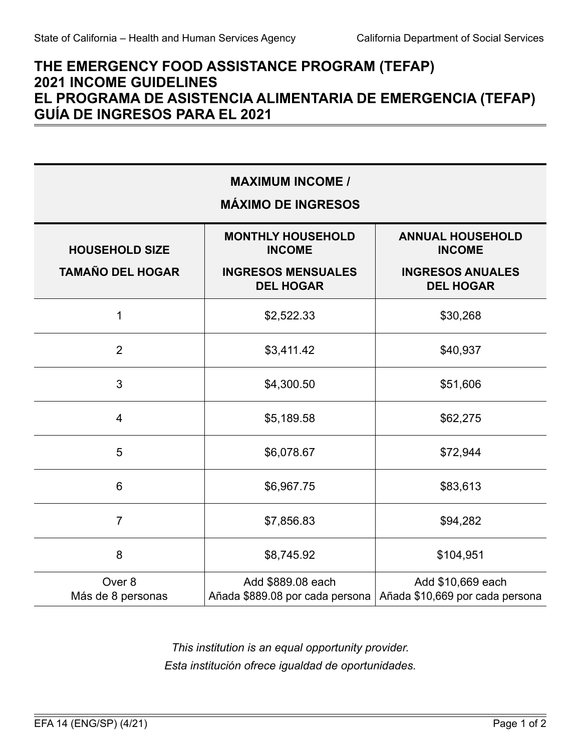State of California – Health and Human Services Agency California Department of Social Services

# THE EMERGENCY FOOD ASSISTANCE PROGRAM (TEFAP) 2021 INCOME GUIDELINES
# EL PROGRAMA DE ASISTENCIA ALIMENTARIA DE EMERGENCIA (TEFAP) GUÍA DE INGRESOS PARA EL 2021

| MAXIMUM INCOME / MÁXIMO DE INGRESOS | | |
|---|---|---|
| **HOUSEHOLD SIZE**<br>**TAMAÑO DEL HOGAR** | **MONTHLY HOUSEHOLD INCOME**<br>**INGRESOS MENSUALES DEL HOGAR** | **ANNUAL HOUSEHOLD INCOME**<br>**INGRESOS ANUALES DEL HOGAR** |
| 1 | $2,522.33 | $30,268 |
| 2 | $3,411.42 | $40,937 |
| 3 | $4,300.50 | $51,606 |
| 4 | $5,189.58 | $62,275 |
| 5 | $6,078.67 | $72,944 |
| 6 | $6,967.75 | $83,613 |
| 7 | $7,856.83 | $94,282 |
| 8 | $8,745.92 | $104,951 |
| Over 8<br>Más de 8 personas | Add $889.08 each<br>Añada $889.08 por cada persona | Add $10,669 each<br>Añada $10,669 por cada persona |

*This institution is an equal opportunity provider.*
*Esta institución ofrece igualdad de oportunidades.*

EFA 14 (ENG/SP) (4/21)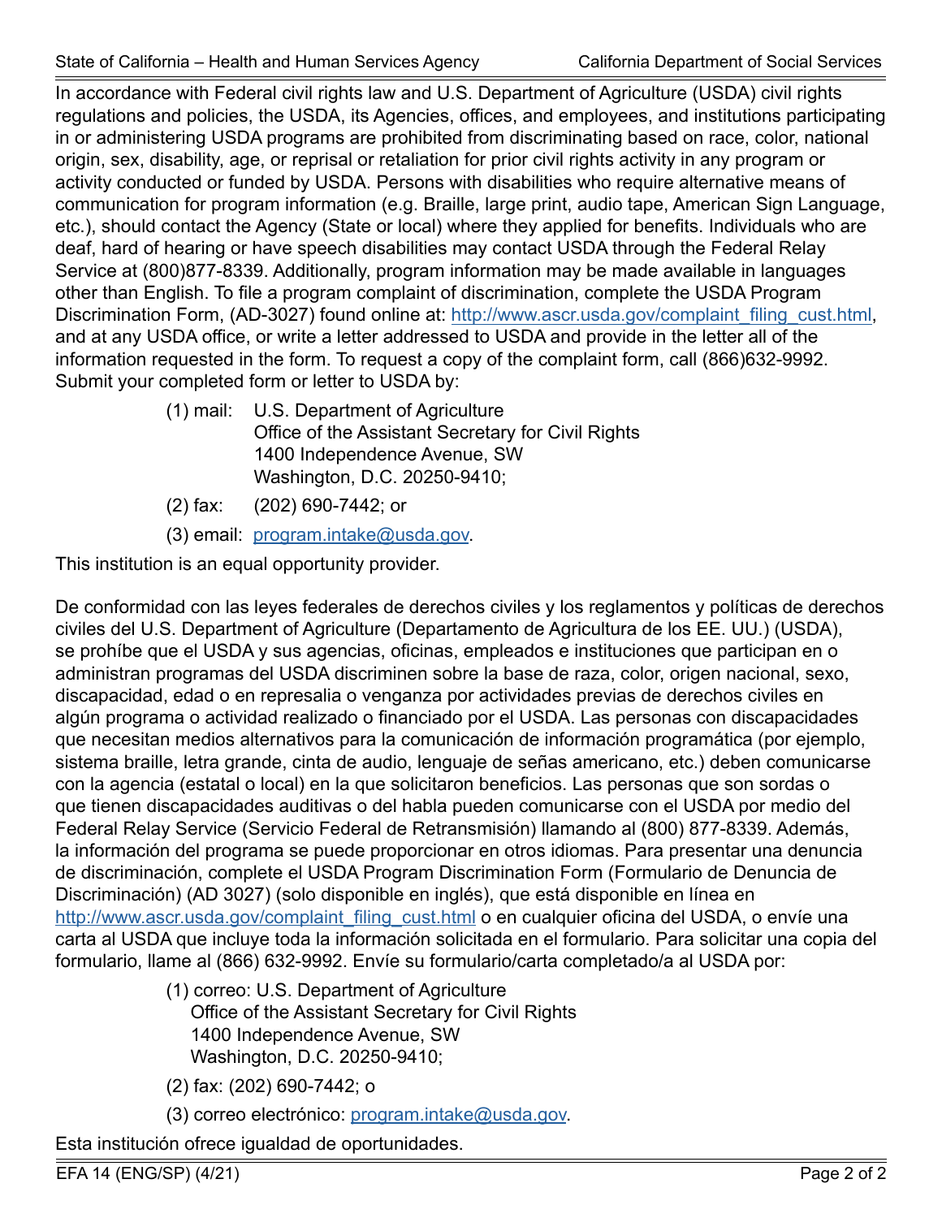In accordance with Federal civil rights law and U.S. Department of Agriculture (USDA) civil rights regulations and policies, the USDA, its Agencies, offices, and employees, and institutions participating in or administering USDA programs are prohibited from discriminating based on race, color, national origin, sex, disability, age, or reprisal or retaliation for prior civil rights activity in any program or activity conducted or funded by USDA. Persons with disabilities who require alternative means of communication for program information (e.g. Braille, large print, audio tape, American Sign Language, etc.), should contact the Agency (State or local) where they applied for benefits. Individuals who are deaf, hard of hearing or have speech disabilities may contact USDA through the Federal Relay Service at (800)877-8339. Additionally, program information may be made available in languages other than English. To file a program complaint of discrimination, complete the USDA Program Discrimination Form, (AD-3027) found online at: http://www.ascr.usda.gov/complaint_filing_cust.html, and at any USDA office, or write a letter addressed to USDA and provide in the letter all of the information requested in the form. To request a copy of the complaint form, call (866)632-9992. Submit your completed form or letter to USDA by:

(1) mail: U.S. Department of Agriculture
Office of the Assistant Secretary for Civil Rights
1400 Independence Avenue, SW
Washington, D.C. 20250-9410;

(2) fax: (202) 690-7442; or

(3) email: program.intake@usda.gov.

This institution is an equal opportunity provider.

De conformidad con las leyes federales de derechos civiles y los reglamentos y políticas de derechos civiles del U.S. Department of Agriculture (Departamento de Agricultura de los EE. UU.) (USDA), se prohíbe que el USDA y sus agencias, oficinas, empleados e instituciones que participan en o administran programas del USDA discriminen sobre la base de raza, color, origen nacional, sexo, discapacidad, edad o en represalia o venganza por actividades previas de derechos civiles en algún programa o actividad realizado o financiado por el USDA. Las personas con discapacidades que necesitan medios alternativos para la comunicación de información programática (por ejemplo, sistema braille, letra grande, cinta de audio, lenguaje de señas americano, etc.) deben comunicarse con la agencia (estatal o local) en la que solicitaron beneficios. Las personas que son sordas o que tienen discapacidades auditivas o del habla pueden comunicarse con el USDA por medio del Federal Relay Service (Servicio Federal de Retransmisión) llamando al (800) 877-8339. Además, la información del programa se puede proporcionar en otros idiomas. Para presentar una denuncia de discriminación, complete el USDA Program Discrimination Form (Formulario de Denuncia de Discriminación) (AD 3027) (solo disponible en inglés), que está disponible en línea en http://www.ascr.usda.gov/complaint_filing_cust.html o en cualquier oficina del USDA, o envíe una carta al USDA que incluye toda la información solicitada en el formulario. Para solicitar una copia del formulario, llame al (866) 632-9992. Envíe su formulario/carta completado/a al USDA por:

(1) correo: U.S. Department of Agriculture
Office of the Assistant Secretary for Civil Rights
1400 Independence Avenue, SW
Washington, D.C. 20250-9410;

(2) fax: (202) 690-7442; o

(3) correo electrónico: program.intake@usda.gov.

Esta institución ofrece igualdad de oportunidades.

EFA 14 (ENG/SP) (4/21)